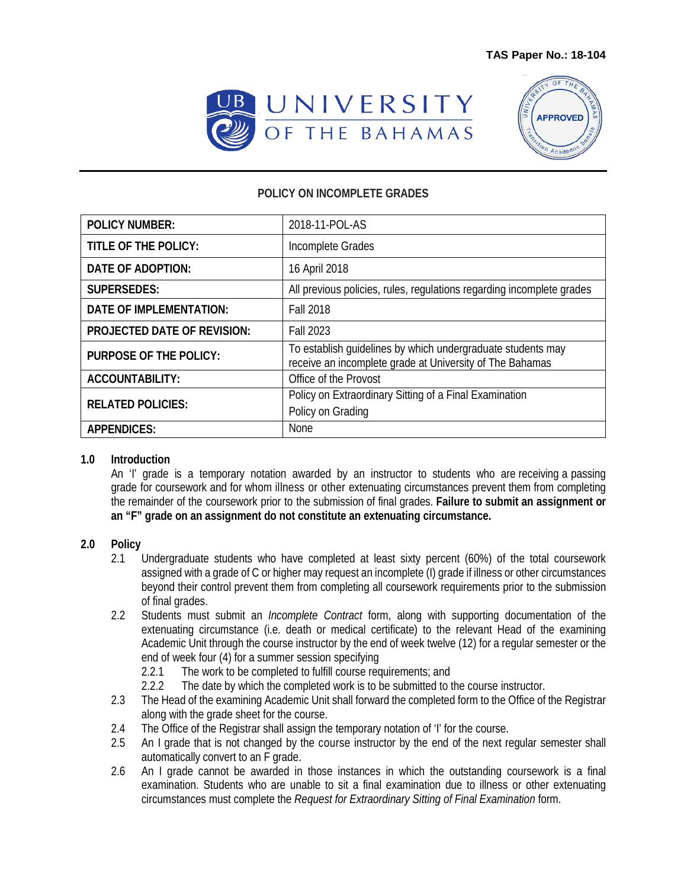**TAS Paper No.: 18-104**

UNIVERSITY OF THE BAHAMAS

APPROVED

# POLICY ON INCOMPLETE GRADES

| | |
|---|---|
| **POLICY NUMBER:** | 2018-11-POL-AS |
| **TITLE OF THE POLICY:** | Incomplete Grades |
| **DATE OF ADOPTION:** | 16 April 2018 |
| **SUPERSEDES:** | All previous policies, rules, regulations regarding incomplete grades |
| **DATE OF IMPLEMENTATION:** | Fall 2018 |
| **PROJECTED DATE OF REVISION:** | Fall 2023 |
| **PURPOSE OF THE POLICY:** | To establish guidelines by which undergraduate students may receive an incomplete grade at University of The Bahamas |
| **ACCOUNTABILITY:** | Office of the Provost |
| **RELATED POLICIES:** | Policy on Extraordinary Sitting of a Final Examination<br>Policy on Grading |
| **APPENDICES:** | None |

## 1.0 Introduction

An 'I' grade is a temporary notation awarded by an instructor to students who are receiving a passing grade for coursework and for whom illness or other extenuating circumstances prevent them from completing the remainder of the coursework prior to the submission of final grades. **Failure to submit an assignment or an "F" grade on an assignment do not constitute an extenuating circumstance.**

## 2.0 Policy

2.1 Undergraduate students who have completed at least sixty percent (60%) of the total coursework assigned with a grade of C or higher may request an incomplete (I) grade if illness or other circumstances beyond their control prevent them from completing all coursework requirements prior to the submission of final grades.

2.2 Students must submit an *Incomplete Contract* form, along with supporting documentation of the extenuating circumstance (i.e. death or medical certificate) to the relevant Head of the examining Academic Unit through the course instructor by the end of week twelve (12) for a regular semester or the end of week four (4) for a summer session specifying

- 2.2.1 The work to be completed to fulfill course requirements; and
- 2.2.2 The date by which the completed work is to be submitted to the course instructor.

2.3 The Head of the examining Academic Unit shall forward the completed form to the Office of the Registrar along with the grade sheet for the course.

2.4 The Office of the Registrar shall assign the temporary notation of 'I' for the course.

2.5 An I grade that is not changed by the course instructor by the end of the next regular semester shall automatically convert to an F grade.

2.6 An I grade cannot be awarded in those instances in which the outstanding coursework is a final examination. Students who are unable to sit a final examination due to illness or other extenuating circumstances must complete the *Request for Extraordinary Sitting of Final Examination* form.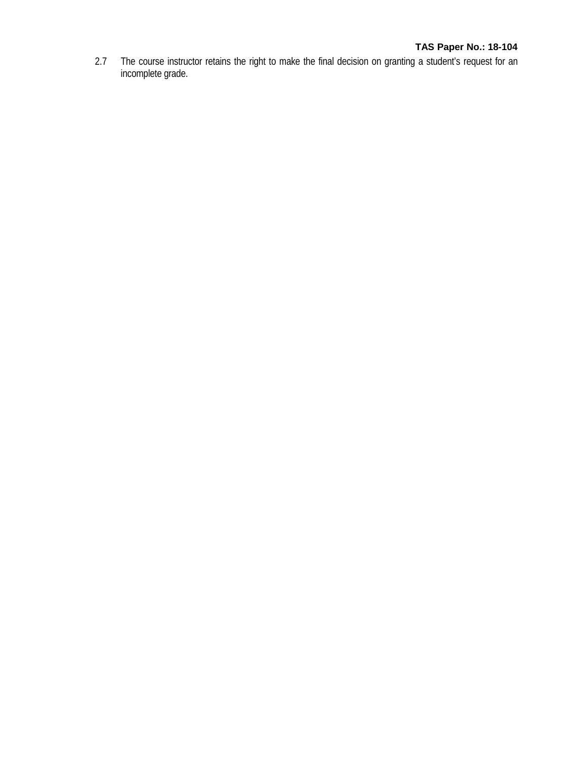2.7 The course instructor retains the right to make the final decision on granting a student's request for an incomplete grade.